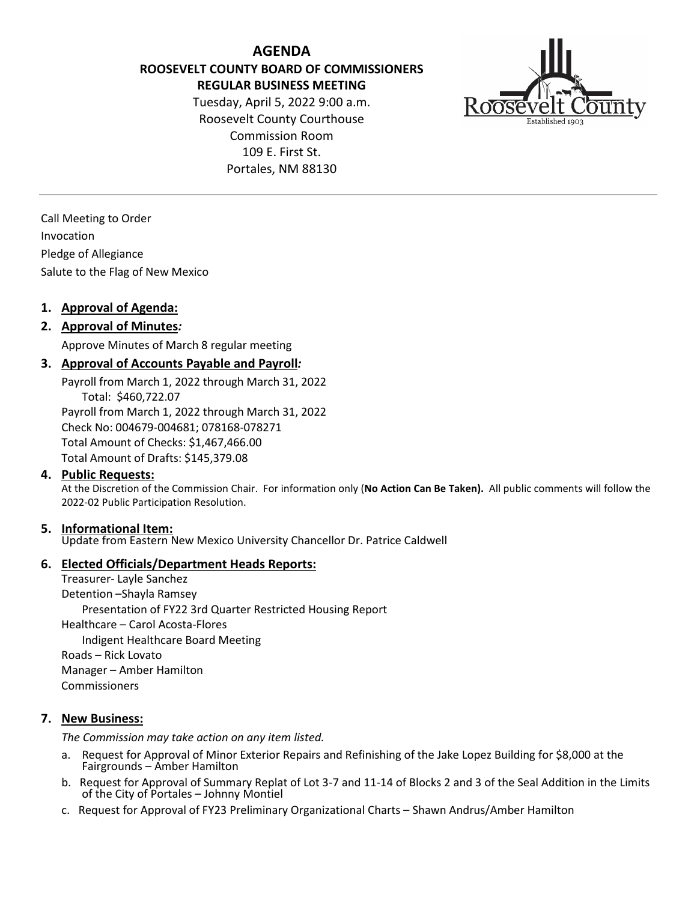# AGENDA

## ROOSEVELT COUNTY BOARD OF COMMISSIONERS
## REGULAR BUSINESS MEETING

Tuesday, April 5, 2022 9:00 a.m.
Roosevelt County Courthouse
Commission Room
109 E. First St.
Portales, NM 88130

---

Call Meeting to Order
Invocation
Pledge of Allegiance
Salute to the Flag of New Mexico

1. **Approval of Agenda:**

2. **Approval of Minutes*:***

   Approve Minutes of March 8 regular meeting

3. **Approval of Accounts Payable and Payroll*:***

   Payroll from March 1, 2022 through March 31, 2022
   Total: $460,722.07
   Payroll from March 1, 2022 through March 31, 2022
   Check No: 004679-004681; 078168-078271
   Total Amount of Checks: $1,467,466.00
   Total Amount of Drafts: $145,379.08

4. **Public Requests:**

   At the Discretion of the Commission Chair. For information only (**No Action Can Be Taken).** All public comments will follow the 2022-02 Public Participation Resolution.

5. **Informational Item:**

   Update from Eastern New Mexico University Chancellor Dr. Patrice Caldwell

6. **Elected Officials/Department Heads Reports:**

   Treasurer- Layle Sanchez
   Detention –Shayla Ramsey
   - Presentation of FY22 3rd Quarter Restricted Housing Report

   Healthcare – Carol Acosta-Flores
   - Indigent Healthcare Board Meeting

   Roads – Rick Lovato
   Manager – Amber Hamilton
   Commissioners

7. **New Business:**

   *The Commission may take action on any item listed.*

   a. Request for Approval of Minor Exterior Repairs and Refinishing of the Jake Lopez Building for $8,000 at the Fairgrounds – Amber Hamilton
   b. Request for Approval of Summary Replat of Lot 3-7 and 11-14 of Blocks 2 and 3 of the Seal Addition in the Limits of the City of Portales – Johnny Montiel
   c. Request for Approval of FY23 Preliminary Organizational Charts – Shawn Andrus/Amber Hamilton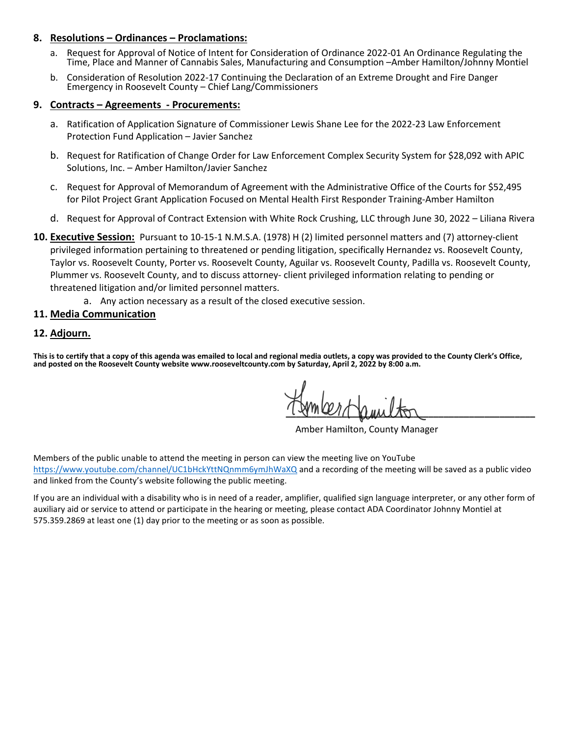8. **Resolutions – Ordinances – Proclamations:**
   a. Request for Approval of Notice of Intent for Consideration of Ordinance 2022-01 An Ordinance Regulating the Time, Place and Manner of Cannabis Sales, Manufacturing and Consumption –Amber Hamilton/Johnny Montiel
   b. Consideration of Resolution 2022-17 Continuing the Declaration of an Extreme Drought and Fire Danger Emergency in Roosevelt County – Chief Lang/Commissioners

9. **Contracts – Agreements - Procurements:**
   a. Ratification of Application Signature of Commissioner Lewis Shane Lee for the 2022-23 Law Enforcement Protection Fund Application – Javier Sanchez
   b. Request for Ratification of Change Order for Law Enforcement Complex Security System for $28,092 with APIC Solutions, Inc. – Amber Hamilton/Javier Sanchez
   c. Request for Approval of Memorandum of Agreement with the Administrative Office of the Courts for $52,495 for Pilot Project Grant Application Focused on Mental Health First Responder Training-Amber Hamilton
   d. Request for Approval of Contract Extension with White Rock Crushing, LLC through June 30, 2022 – Liliana Rivera

10. **Executive Session:** Pursuant to 10-15-1 N.M.S.A. (1978) H (2) limited personnel matters and (7) attorney-client privileged information pertaining to threatened or pending litigation, specifically Hernandez vs. Roosevelt County, Taylor vs. Roosevelt County, Porter vs. Roosevelt County, Aguilar vs. Roosevelt County, Padilla vs. Roosevelt County, Plummer vs. Roosevelt County, and to discuss attorney- client privileged information relating to pending or threatened litigation and/or limited personnel matters.
    a. Any action necessary as a result of the closed executive session.

11. **Media Communication**

12. **Adjourn.**

**This is to certify that a copy of this agenda was emailed to local and regional media outlets, a copy was provided to the County Clerk's Office, and posted on the Roosevelt County website www.rooseveltcounty.com by Saturday, April 2, 2022 by 8:00 a.m.**

Amber Hamilton, County Manager

Members of the public unable to attend the meeting in person can view the meeting live on YouTube https://www.youtube.com/channel/UC1bHckYttNQnmm6ymJhWaXQ and a recording of the meeting will be saved as a public video and linked from the County's website following the public meeting.

If you are an individual with a disability who is in need of a reader, amplifier, qualified sign language interpreter, or any other form of auxiliary aid or service to attend or participate in the hearing or meeting, please contact ADA Coordinator Johnny Montiel at 575.359.2869 at least one (1) day prior to the meeting or as soon as possible.